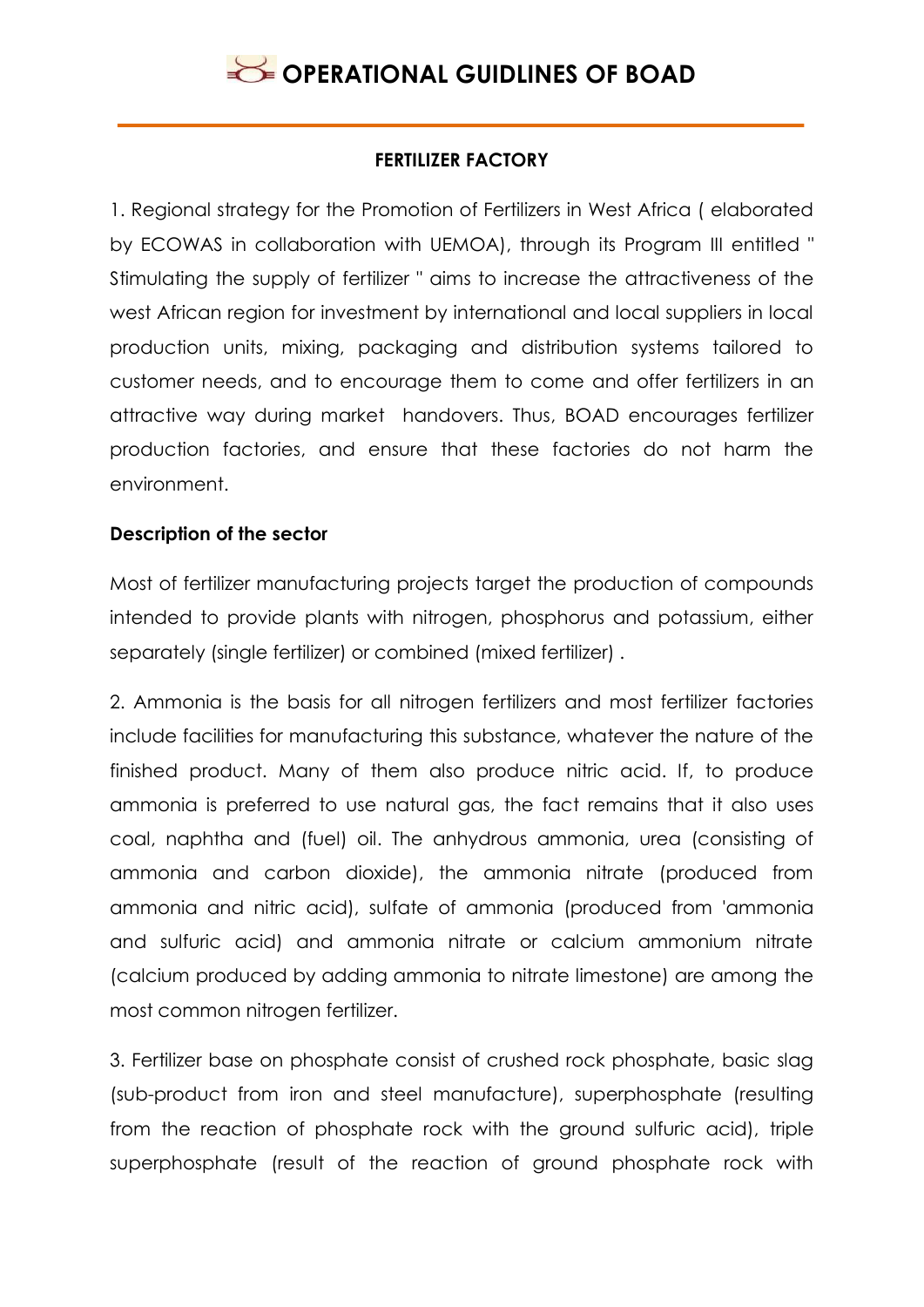# OPERATIONAL GUIDLINES OF BOAD

## FERTILIZER FACTORY

1. Regional strategy for the Promotion of Fertilizers in West Africa ( elaborated by ECOWAS in collaboration with UEMOA), through its Program III entitled " Stimulating the supply of fertilizer " aims to increase the attractiveness of the west African region for investment by international and local suppliers in local production units, mixing, packaging and distribution systems tailored to customer needs, and to encourage them to come and offer fertilizers in an attractive way during market handovers. Thus, BOAD encourages fertilizer production factories, and ensure that these factories do not harm the environment.

**Description of the sector**

Most of fertilizer manufacturing projects target the production of compounds intended to provide plants with nitrogen, phosphorus and potassium, either separately (single fertilizer) or combined (mixed fertilizer) .

2. Ammonia is the basis for all nitrogen fertilizers and most fertilizer factories include facilities for manufacturing this substance, whatever the nature of the finished product. Many of them also produce nitric acid. If, to produce ammonia is preferred to use natural gas, the fact remains that it also uses coal, naphtha and (fuel) oil. The anhydrous ammonia, urea (consisting of ammonia and carbon dioxide), the ammonia nitrate (produced from ammonia and nitric acid), sulfate of ammonia (produced from 'ammonia and sulfuric acid) and ammonia nitrate or calcium ammonium nitrate (calcium produced by adding ammonia to nitrate limestone) are among the most common nitrogen fertilizer.

3. Fertilizer base on phosphate consist of crushed rock phosphate, basic slag (sub-product from iron and steel manufacture), superphosphate (resulting from the reaction of phosphate rock with the ground sulfuric acid), triple superphosphate (result of the reaction of ground phosphate rock with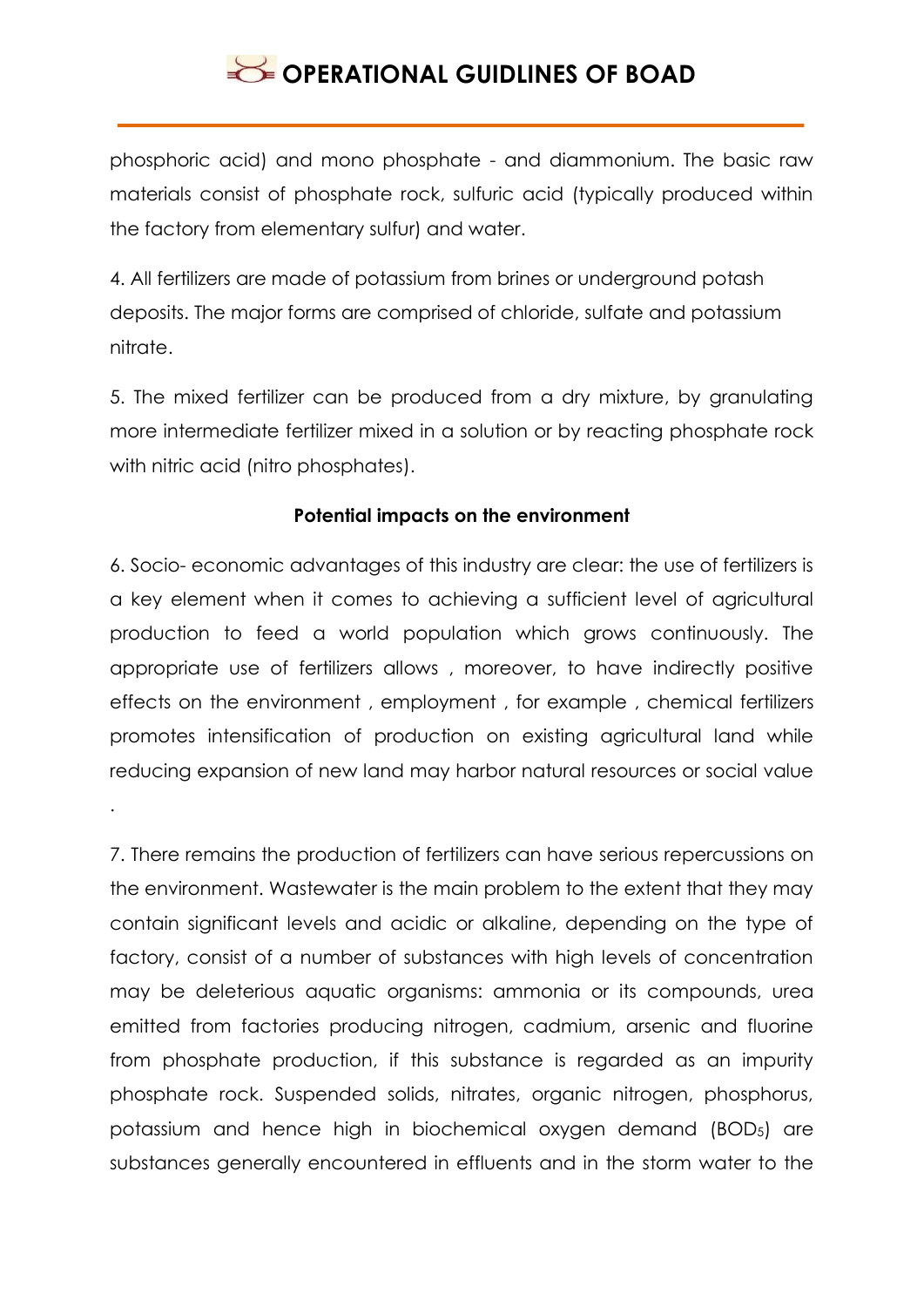phosphoric acid) and mono phosphate - and diammonium. The basic raw materials consist of phosphate rock, sulfuric acid (typically produced within the factory from elementary sulfur) and water.

4. All fertilizers are made of potassium from brines or underground potash deposits. The major forms are comprised of chloride, sulfate and potassium nitrate.

5. The mixed fertilizer can be produced from a dry mixture, by granulating more intermediate fertilizer mixed in a solution or by reacting phosphate rock with nitric acid (nitro phosphates).

**Potential impacts on the environment**

6. Socio- economic advantages of this industry are clear: the use of fertilizers is a key element when it comes to achieving a sufficient level of agricultural production to feed a world population which grows continuously. The appropriate use of fertilizers allows , moreover, to have indirectly positive effects on the environment , employment , for example , chemical fertilizers promotes intensification of production on existing agricultural land while reducing expansion of new land may harbor natural resources or social value .

7. There remains the production of fertilizers can have serious repercussions on the environment. Wastewater is the main problem to the extent that they may contain significant levels and acidic or alkaline, depending on the type of factory, consist of a number of substances with high levels of concentration may be deleterious aquatic organisms: ammonia or its compounds, urea emitted from factories producing nitrogen, cadmium, arsenic and fluorine from phosphate production, if this substance is regarded as an impurity phosphate rock. Suspended solids, nitrates, organic nitrogen, phosphorus, potassium and hence high in biochemical oxygen demand ($BOD_5$) are substances generally encountered in effluents and in the storm water to the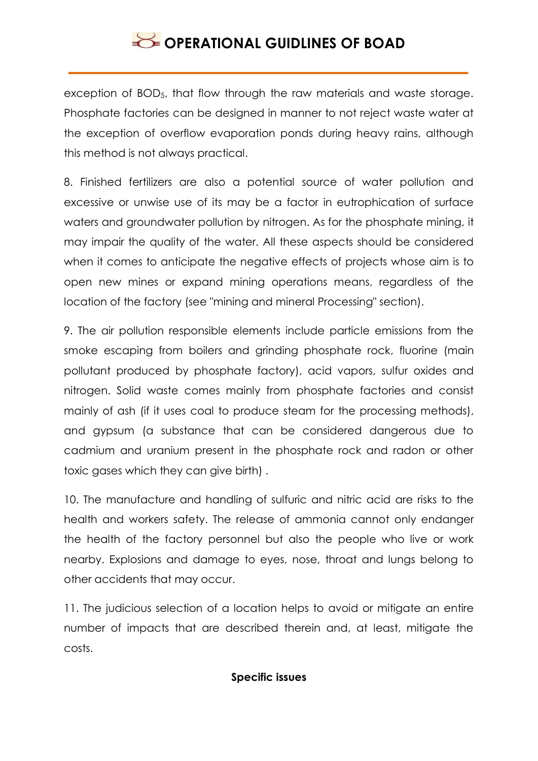exception of $BOD_5$, that flow through the raw materials and waste storage. Phosphate factories can be designed in manner to not reject waste water at the exception of overflow evaporation ponds during heavy rains, although this method is not always practical.

8. Finished fertilizers are also a potential source of water pollution and excessive or unwise use of its may be a factor in eutrophication of surface waters and groundwater pollution by nitrogen. As for the phosphate mining, it may impair the quality of the water. All these aspects should be considered when it comes to anticipate the negative effects of projects whose aim is to open new mines or expand mining operations means, regardless of the location of the factory (see "mining and mineral Processing" section).

9. The air pollution responsible elements include particle emissions from the smoke escaping from boilers and grinding phosphate rock, fluorine (main pollutant produced by phosphate factory), acid vapors, sulfur oxides and nitrogen. Solid waste comes mainly from phosphate factories and consist mainly of ash (if it uses coal to produce steam for the processing methods), and gypsum (a substance that can be considered dangerous due to cadmium and uranium present in the phosphate rock and radon or other toxic gases which they can give birth) .

10. The manufacture and handling of sulfuric and nitric acid are risks to the health and workers safety. The release of ammonia cannot only endanger the health of the factory personnel but also the people who live or work nearby. Explosions and damage to eyes, nose, throat and lungs belong to other accidents that may occur.

11. The judicious selection of a location helps to avoid or mitigate an entire number of impacts that are described therein and, at least, mitigate the costs.

**Specific issues**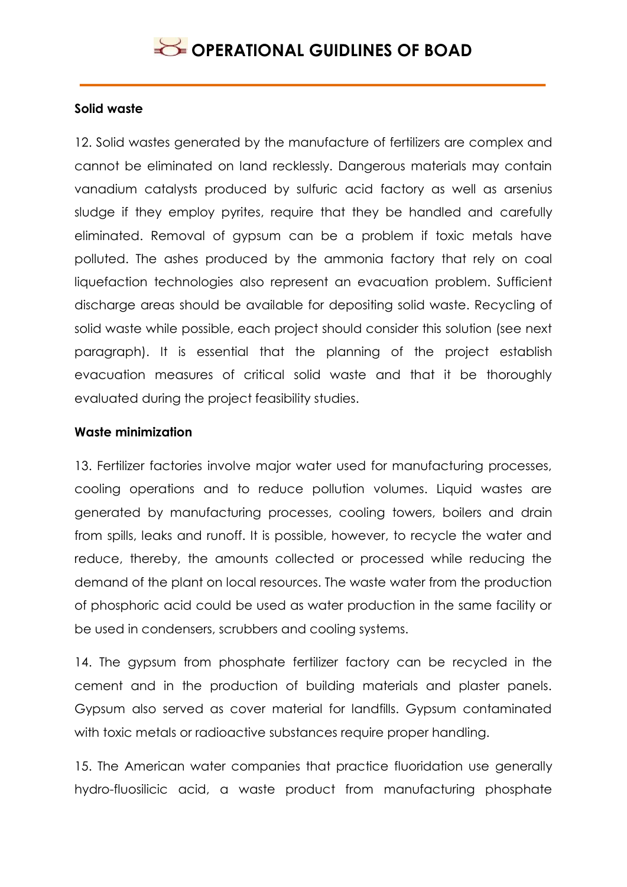**Solid waste**

12. Solid wastes generated by the manufacture of fertilizers are complex and cannot be eliminated on land recklessly. Dangerous materials may contain vanadium catalysts produced by sulfuric acid factory as well as arsenius sludge if they employ pyrites, require that they be handled and carefully eliminated. Removal of gypsum can be a problem if toxic metals have polluted. The ashes produced by the ammonia factory that rely on coal liquefaction technologies also represent an evacuation problem. Sufficient discharge areas should be available for depositing solid waste. Recycling of solid waste while possible, each project should consider this solution (see next paragraph). It is essential that the planning of the project establish evacuation measures of critical solid waste and that it be thoroughly evaluated during the project feasibility studies.

**Waste minimization**

13. Fertilizer factories involve major water used for manufacturing processes, cooling operations and to reduce pollution volumes. Liquid wastes are generated by manufacturing processes, cooling towers, boilers and drain from spills, leaks and runoff. It is possible, however, to recycle the water and reduce, thereby, the amounts collected or processed while reducing the demand of the plant on local resources. The waste water from the production of phosphoric acid could be used as water production in the same facility or be used in condensers, scrubbers and cooling systems.

14. The gypsum from phosphate fertilizer factory can be recycled in the cement and in the production of building materials and plaster panels. Gypsum also served as cover material for landfills. Gypsum contaminated with toxic metals or radioactive substances require proper handling.

15. The American water companies that practice fluoridation use generally hydro-fluosilicic acid, a waste product from manufacturing phosphate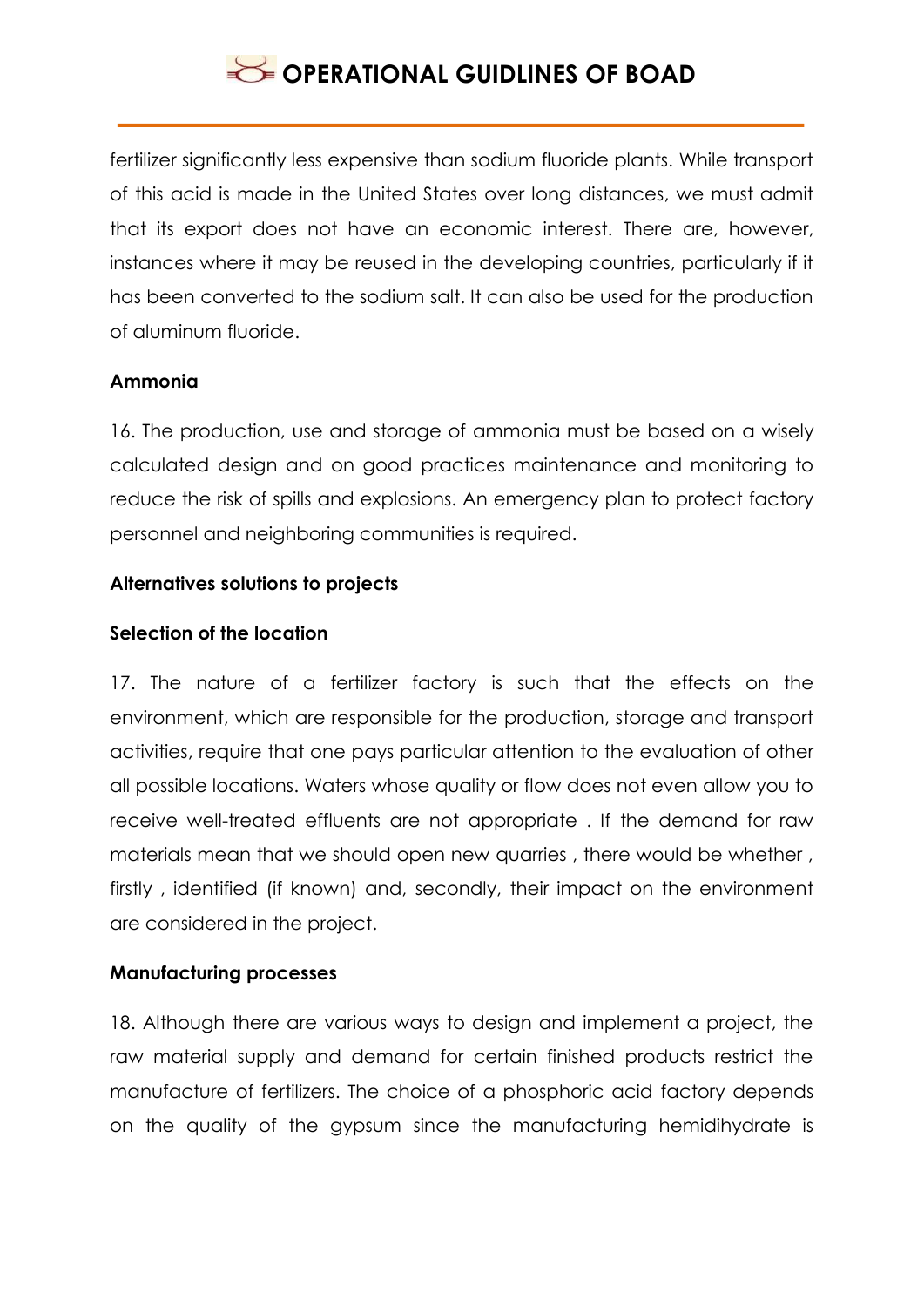fertilizer significantly less expensive than sodium fluoride plants. While transport of this acid is made in the United States over long distances, we must admit that its export does not have an economic interest. There are, however, instances where it may be reused in the developing countries, particularly if it has been converted to the sodium salt. It can also be used for the production of aluminum fluoride.

**Ammonia**

16. The production, use and storage of ammonia must be based on a wisely calculated design and on good practices maintenance and monitoring to reduce the risk of spills and explosions. An emergency plan to protect factory personnel and neighboring communities is required.

**Alternatives solutions to projects**

**Selection of the location**

17. The nature of a fertilizer factory is such that the effects on the environment, which are responsible for the production, storage and transport activities, require that one pays particular attention to the evaluation of other all possible locations. Waters whose quality or flow does not even allow you to receive well-treated effluents are not appropriate . If the demand for raw materials mean that we should open new quarries , there would be whether , firstly , identified (if known) and, secondly, their impact on the environment are considered in the project.

**Manufacturing processes**

18. Although there are various ways to design and implement a project, the raw material supply and demand for certain finished products restrict the manufacture of fertilizers. The choice of a phosphoric acid factory depends on the quality of the gypsum since the manufacturing hemidihydrate is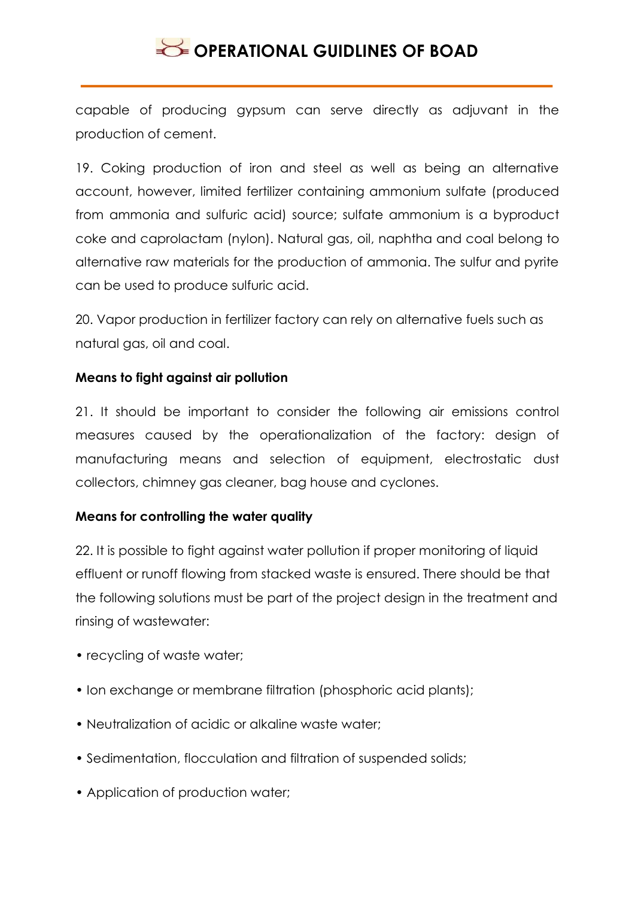capable of producing gypsum can serve directly as adjuvant in the production of cement.

19. Coking production of iron and steel as well as being an alternative account, however, limited fertilizer containing ammonium sulfate (produced from ammonia and sulfuric acid) source; sulfate ammonium is a byproduct coke and caprolactam (nylon). Natural gas, oil, naphtha and coal belong to alternative raw materials for the production of ammonia. The sulfur and pyrite can be used to produce sulfuric acid.

20. Vapor production in fertilizer factory can rely on alternative fuels such as natural gas, oil and coal.

**Means to fight against air pollution**

21. It should be important to consider the following air emissions control measures caused by the operationalization of the factory: design of manufacturing means and selection of equipment, electrostatic dust collectors, chimney gas cleaner, bag house and cyclones.

**Means for controlling the water quality**

22. It is possible to fight against water pollution if proper monitoring of liquid effluent or runoff flowing from stacked waste is ensured. There should be that the following solutions must be part of the project design in the treatment and rinsing of wastewater:

- recycling of waste water;
- Ion exchange or membrane filtration (phosphoric acid plants);
- Neutralization of acidic or alkaline waste water;
- Sedimentation, flocculation and filtration of suspended solids;
- Application of production water;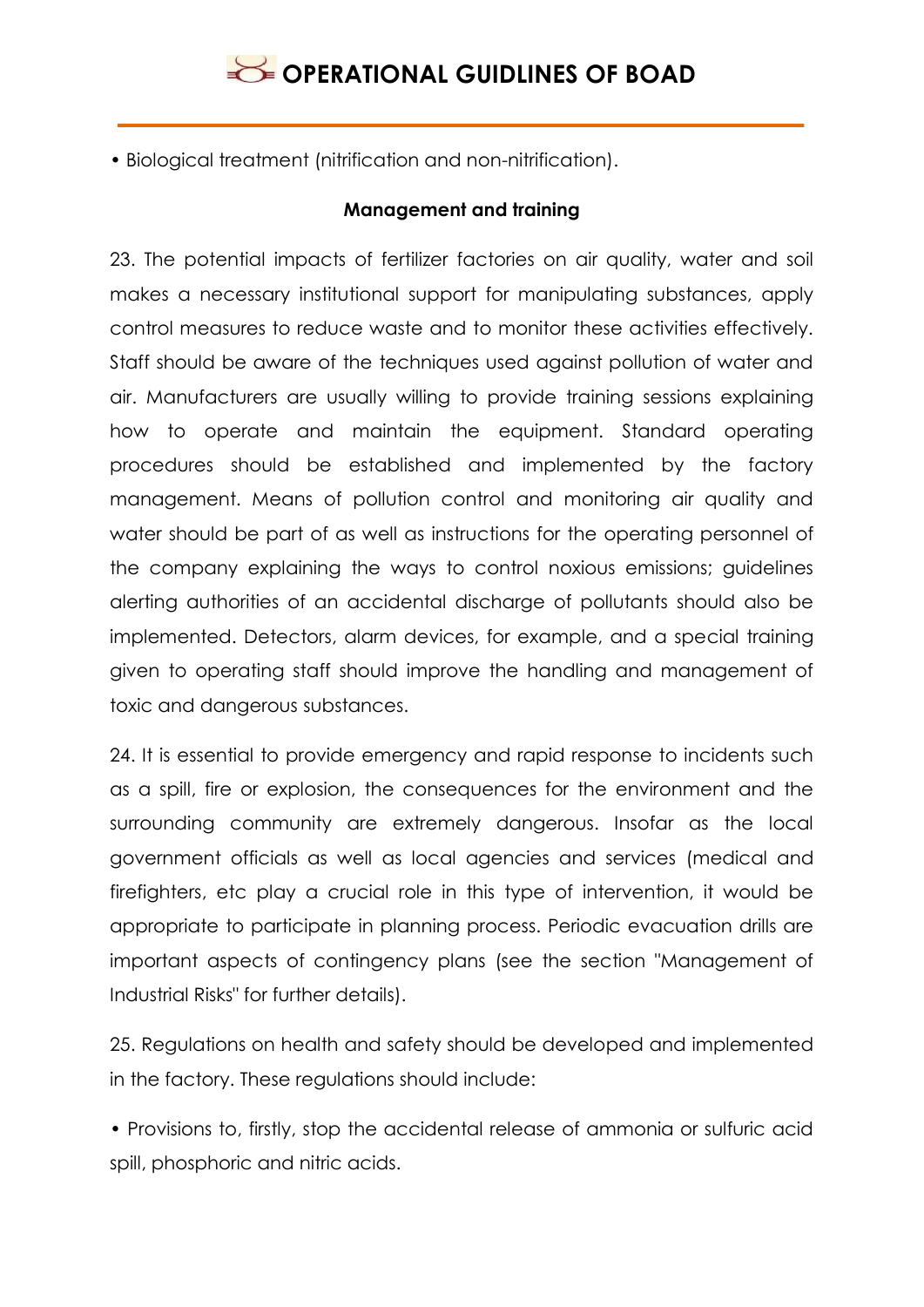• Biological treatment (nitrification and non-nitrification).

**Management and training**

23. The potential impacts of fertilizer factories on air quality, water and soil makes a necessary institutional support for manipulating substances, apply control measures to reduce waste and to monitor these activities effectively. Staff should be aware of the techniques used against pollution of water and air. Manufacturers are usually willing to provide training sessions explaining how to operate and maintain the equipment. Standard operating procedures should be established and implemented by the factory management. Means of pollution control and monitoring air quality and water should be part of as well as instructions for the operating personnel of the company explaining the ways to control noxious emissions; guidelines alerting authorities of an accidental discharge of pollutants should also be implemented. Detectors, alarm devices, for example, and a special training given to operating staff should improve the handling and management of toxic and dangerous substances.

24. It is essential to provide emergency and rapid response to incidents such as a spill, fire or explosion, the consequences for the environment and the surrounding community are extremely dangerous. Insofar as the local government officials as well as local agencies and services (medical and firefighters, etc play a crucial role in this type of intervention, it would be appropriate to participate in planning process. Periodic evacuation drills are important aspects of contingency plans (see the section "Management of Industrial Risks" for further details).

25. Regulations on health and safety should be developed and implemented in the factory. These regulations should include:

• Provisions to, firstly, stop the accidental release of ammonia or sulfuric acid spill, phosphoric and nitric acids.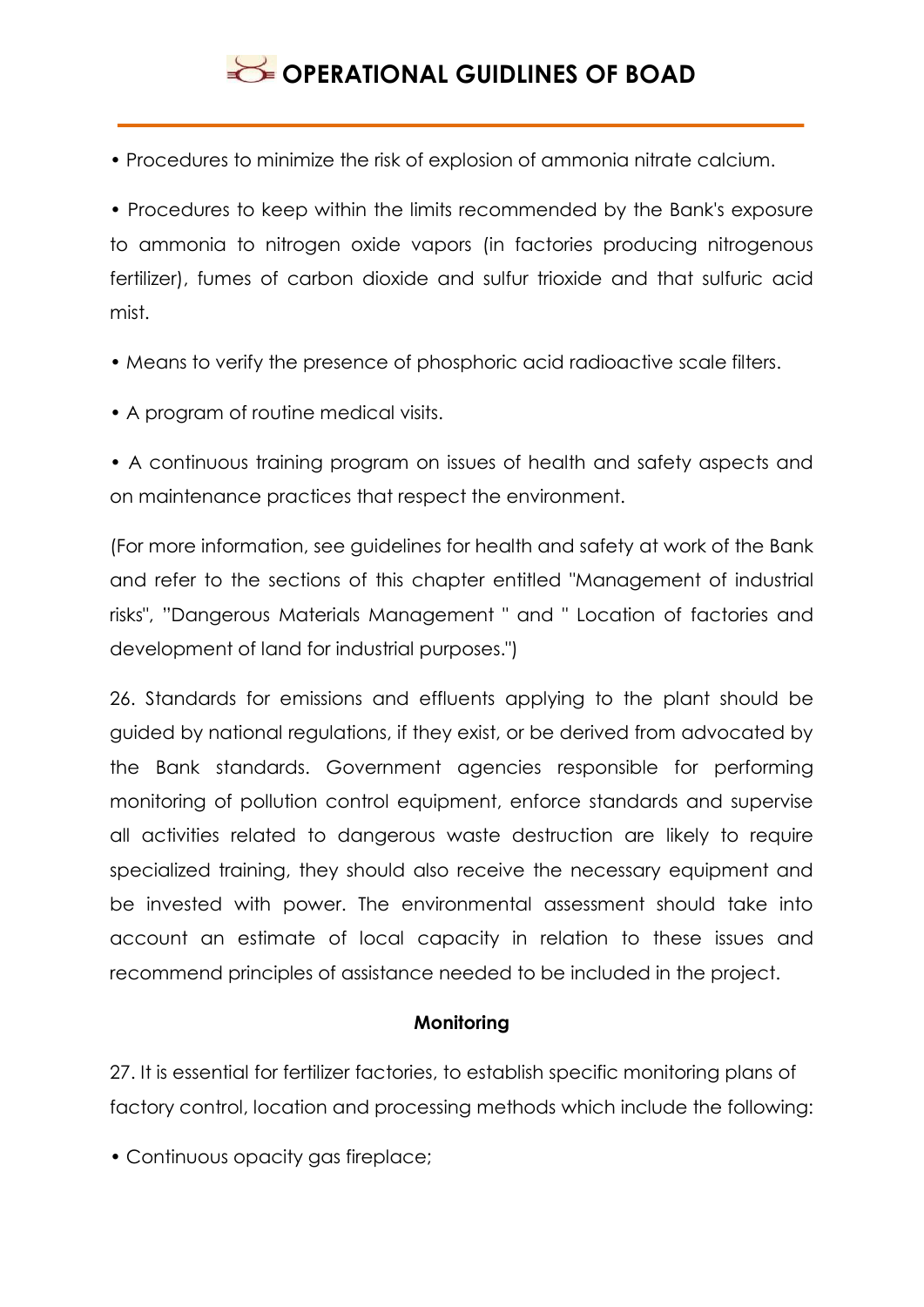- Procedures to minimize the risk of explosion of ammonia nitrate calcium.

- Procedures to keep within the limits recommended by the Bank's exposure to ammonia to nitrogen oxide vapors (in factories producing nitrogenous fertilizer), fumes of carbon dioxide and sulfur trioxide and that sulfuric acid mist.

- Means to verify the presence of phosphoric acid radioactive scale filters.

- A program of routine medical visits.

- A continuous training program on issues of health and safety aspects and on maintenance practices that respect the environment.

(For more information, see guidelines for health and safety at work of the Bank and refer to the sections of this chapter entitled "Management of industrial risks", "Dangerous Materials Management " and " Location of factories and development of land for industrial purposes.")

26. Standards for emissions and effluents applying to the plant should be guided by national regulations, if they exist, or be derived from advocated by the Bank standards. Government agencies responsible for performing monitoring of pollution control equipment, enforce standards and supervise all activities related to dangerous waste destruction are likely to require specialized training, they should also receive the necessary equipment and be invested with power. The environmental assessment should take into account an estimate of local capacity in relation to these issues and recommend principles of assistance needed to be included in the project.

**Monitoring**

27. It is essential for fertilizer factories, to establish specific monitoring plans of factory control, location and processing methods which include the following:

- Continuous opacity gas fireplace;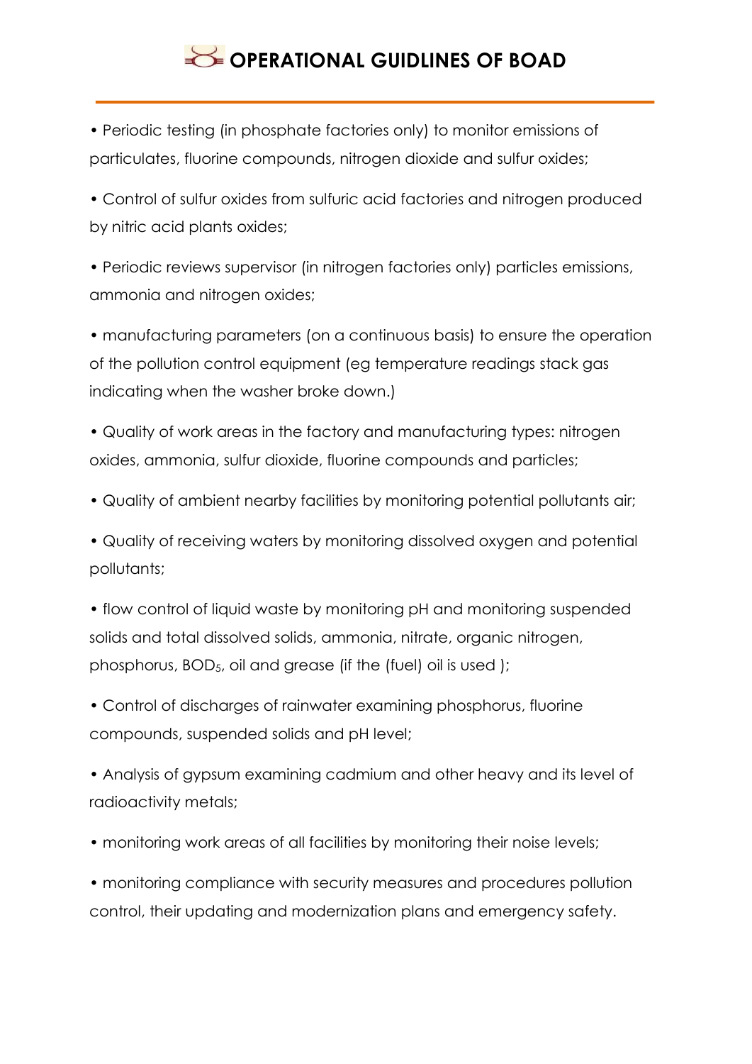• Periodic testing (in phosphate factories only) to monitor emissions of particulates, fluorine compounds, nitrogen dioxide and sulfur oxides;

• Control of sulfur oxides from sulfuric acid factories and nitrogen produced by nitric acid plants oxides;

• Periodic reviews supervisor (in nitrogen factories only) particles emissions, ammonia and nitrogen oxides;

• manufacturing parameters (on a continuous basis) to ensure the operation of the pollution control equipment (eg temperature readings stack gas indicating when the washer broke down.)

• Quality of work areas in the factory and manufacturing types: nitrogen oxides, ammonia, sulfur dioxide, fluorine compounds and particles;

• Quality of ambient nearby facilities by monitoring potential pollutants air;

• Quality of receiving waters by monitoring dissolved oxygen and potential pollutants;

• flow control of liquid waste by monitoring pH and monitoring suspended solids and total dissolved solids, ammonia, nitrate, organic nitrogen, phosphorus, $BOD_5$, oil and grease (if the (fuel) oil is used );

• Control of discharges of rainwater examining phosphorus, fluorine compounds, suspended solids and pH level;

• Analysis of gypsum examining cadmium and other heavy and its level of radioactivity metals;

• monitoring work areas of all facilities by monitoring their noise levels;

• monitoring compliance with security measures and procedures pollution control, their updating and modernization plans and emergency safety.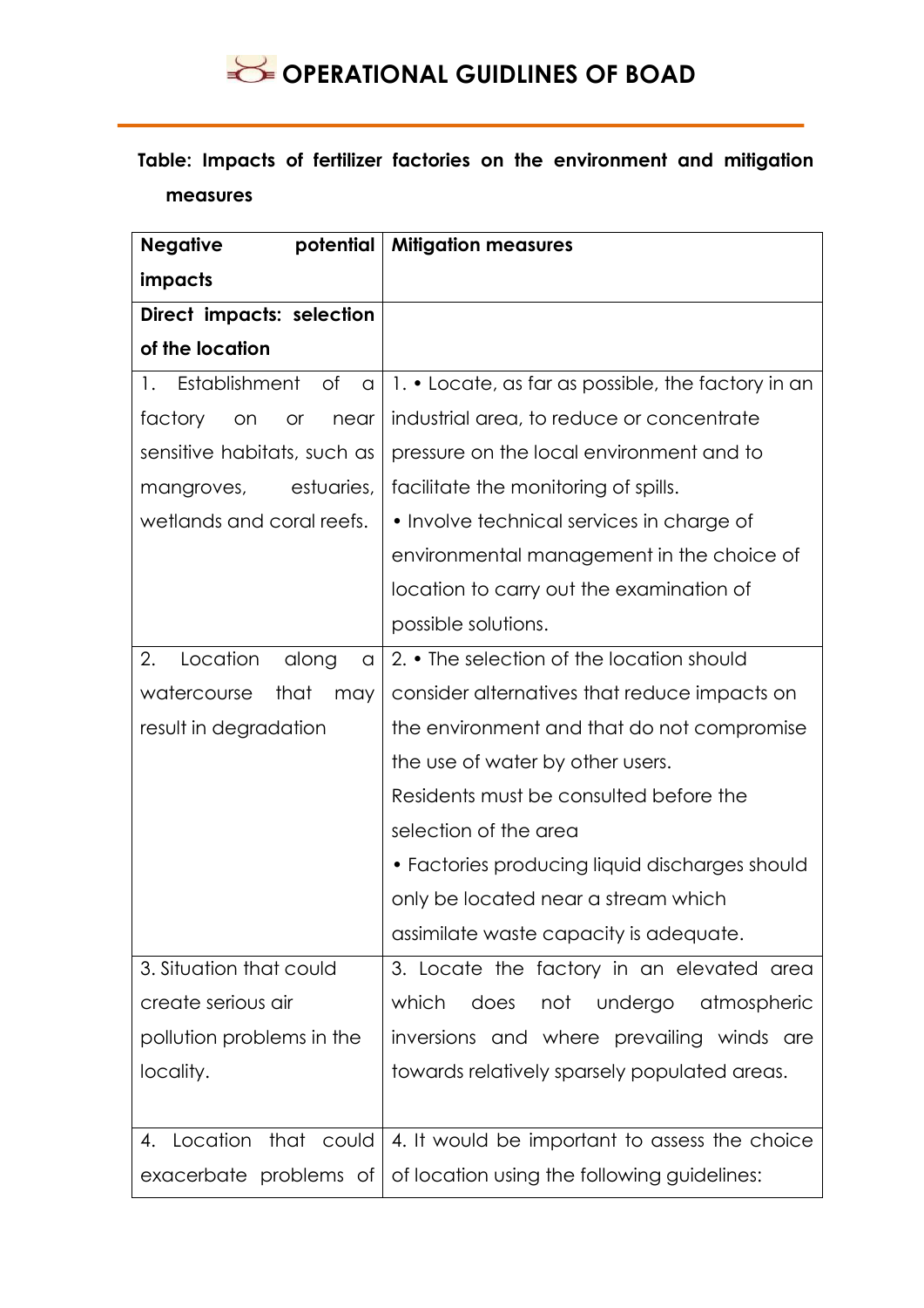**Table: Impacts of fertilizer factories on the environment and mitigation measures**

| Negative potential impacts | Mitigation measures |
|---|---|
| **Direct impacts: selection of the location** | |
| 1. Establishment of a factory on or near sensitive habitats, such as mangroves, estuaries, wetlands and coral reefs. | 1. • Locate, as far as possible, the factory in an industrial area, to reduce or concentrate pressure on the local environment and to facilitate the monitoring of spills.<br>• Involve technical services in charge of environmental management in the choice of location to carry out the examination of possible solutions. |
| 2. Location along a watercourse that may result in degradation | 2. • The selection of the location should consider alternatives that reduce impacts on the environment and that do not compromise the use of water by other users.<br>Residents must be consulted before the selection of the area<br>• Factories producing liquid discharges should only be located near a stream which assimilate waste capacity is adequate. |
| 3. Situation that could create serious air pollution problems in the locality. | 3. Locate the factory in an elevated area which does not undergo atmospheric inversions and where prevailing winds are towards relatively sparsely populated areas. |
| 4. Location that could exacerbate problems of | 4. It would be important to assess the choice of location using the following guidelines: |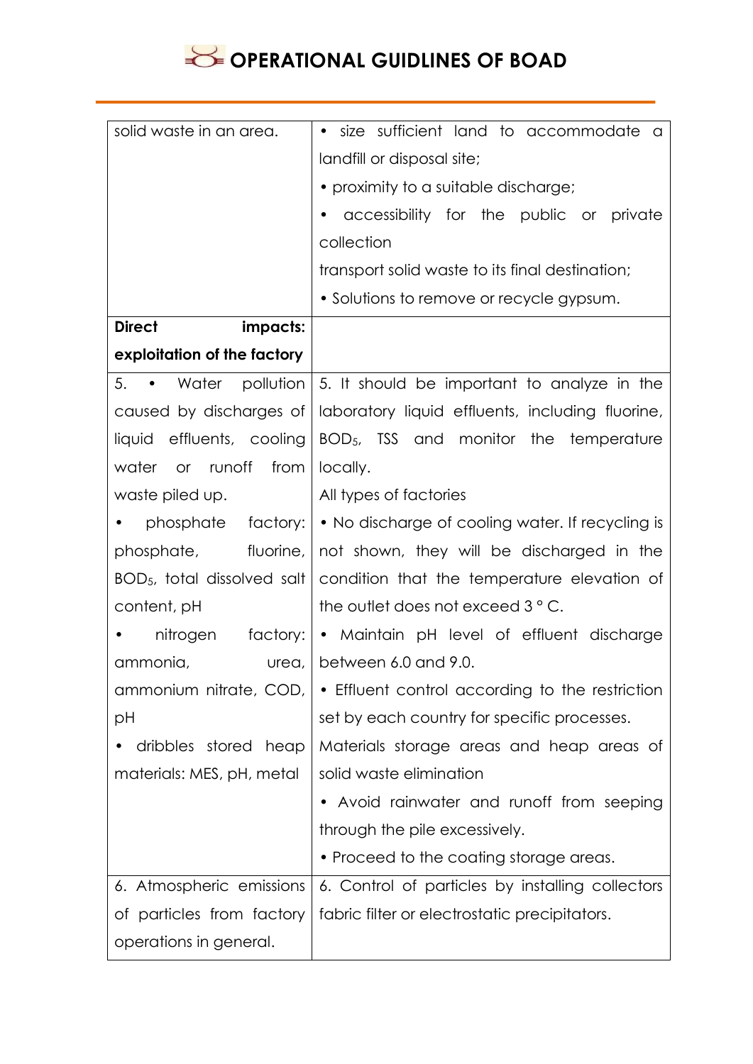| solid waste in an area. | • size sufficient land to accommodate a landfill or disposal site; • proximity to a suitable discharge; • accessibility for the public or private collection transport solid waste to its final destination; • Solutions to remove or recycle gypsum. |
|---|---|
| **Direct impacts: exploitation of the factory** | |
| 5. • Water pollution caused by discharges of liquid effluents, cooling water or runoff from waste piled up. • phosphate factory: phosphate, fluorine, $BOD_5$, total dissolved salt content, pH • nitrogen factory: ammonia, urea, ammonium nitrate, COD, pH • dribbles stored heap materials: MES, pH, metal | 5. It should be important to analyze in the laboratory liquid effluents, including fluorine, $BOD_5$, TSS and monitor the temperature locally. All types of factories • No discharge of cooling water. If recycling is not shown, they will be discharged in the condition that the temperature elevation of the outlet does not exceed 3 ° C. • Maintain pH level of effluent discharge between 6.0 and 9.0. • Effluent control according to the restriction set by each country for specific processes. Materials storage areas and heap areas of solid waste elimination • Avoid rainwater and runoff from seeping through the pile excessively. • Proceed to the coating storage areas. |
| 6. Atmospheric emissions of particles from factory operations in general. | 6. Control of particles by installing collectors fabric filter or electrostatic precipitators. |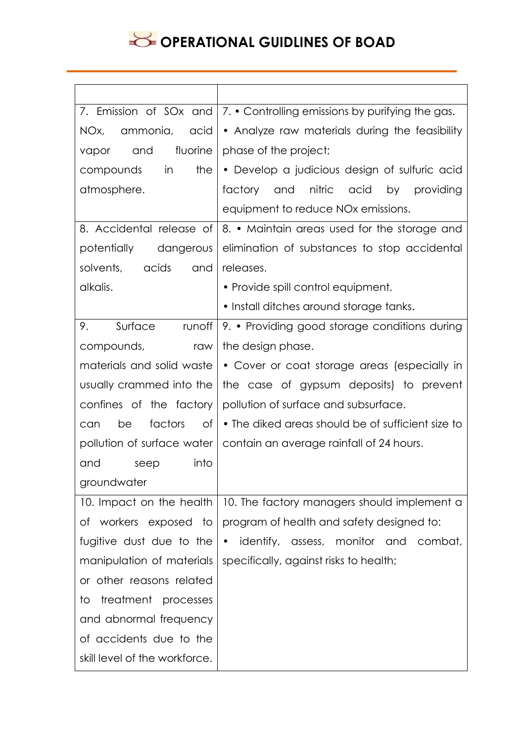| | |
|---|---|
| 7. Emission of $SO_x$ and $NO_x$, ammonia, acid vapor and fluorine compounds in the atmosphere. | 7. • Controlling emissions by purifying the gas.<br>• Analyze raw materials during the feasibility phase of the project;<br>• Develop a judicious design of sulfuric acid factory and nitric acid by providing equipment to reduce $NO_x$ emissions. |
| 8. Accidental release of potentially dangerous solvents, acids and alkalis. | 8. • Maintain areas used for the storage and elimination of substances to stop accidental releases.<br>• Provide spill control equipment.<br>• Install ditches around storage tanks. |
| 9. Surface runoff compounds, raw materials and solid waste usually crammed into the confines of the factory can be factors of pollution of surface water and seep into groundwater | 9. • Providing good storage conditions during the design phase.<br>• Cover or coat storage areas (especially in the case of gypsum deposits) to prevent pollution of surface and subsurface.<br>• The diked areas should be of sufficient size to contain an average rainfall of 24 hours. |
| 10. Impact on the health of workers exposed to fugitive dust due to the manipulation of materials or other reasons related to treatment processes and abnormal frequency of accidents due to the skill level of the workforce. | 10. The factory managers should implement a program of health and safety designed to:<br>• identify, assess, monitor and combat, specifically, against risks to health; |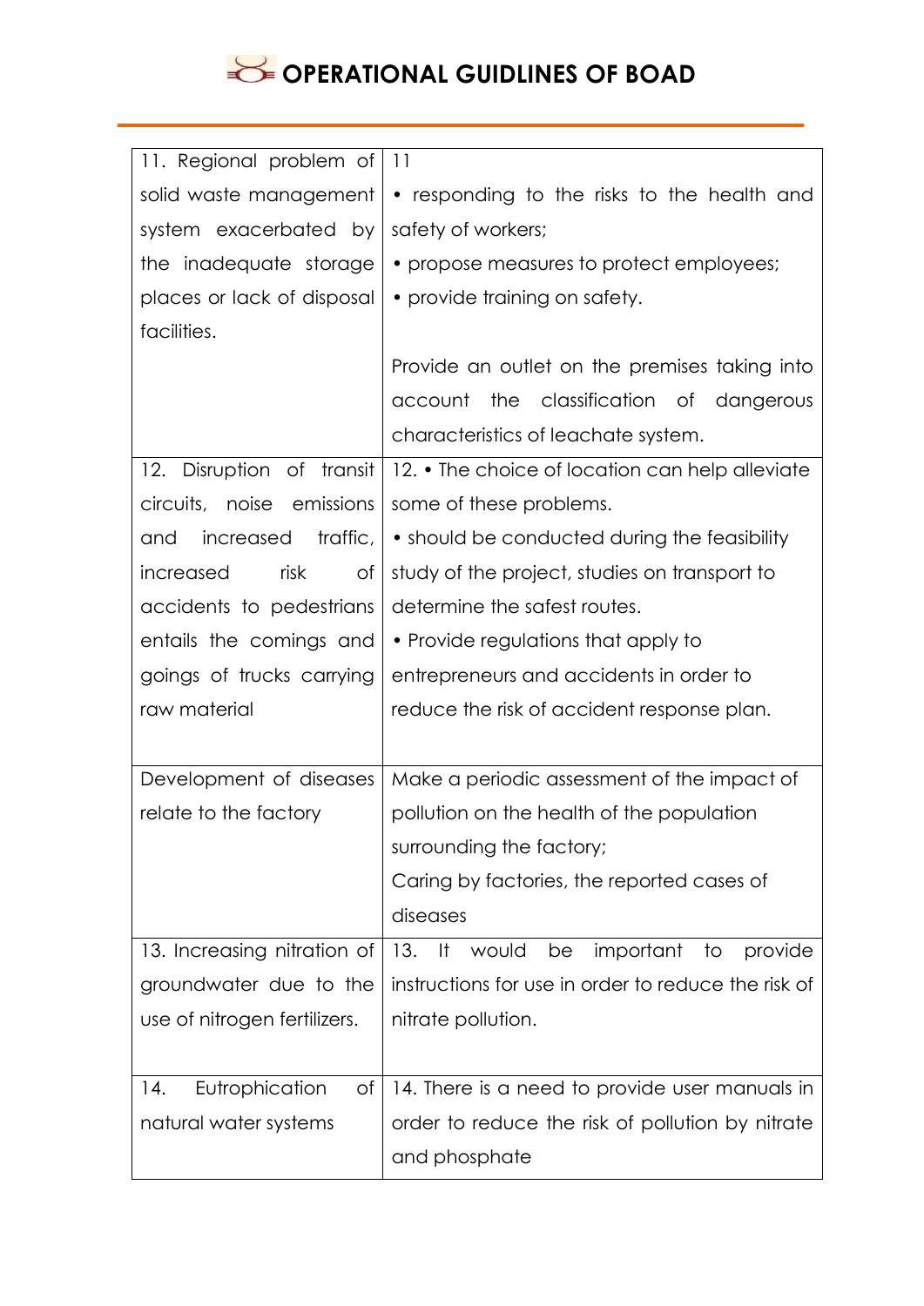| | |
|---|---|
| 11. Regional problem of solid waste management system exacerbated by the inadequate storage places or lack of disposal facilities. | 11<br>• responding to the risks to the health and safety of workers;<br>• propose measures to protect employees;<br>• provide training on safety.<br><br>Provide an outlet on the premises taking into account the classification of dangerous characteristics of leachate system. |
| 12. Disruption of transit circuits, noise emissions and increased traffic, increased risk of accidents to pedestrians entails the comings and goings of trucks carrying raw material | 12. • The choice of location can help alleviate some of these problems.<br>• should be conducted during the feasibility study of the project, studies on transport to determine the safest routes.<br>• Provide regulations that apply to entrepreneurs and accidents in order to reduce the risk of accident response plan. |
| Development of diseases relate to the factory | Make a periodic assessment of the impact of pollution on the health of the population surrounding the factory;<br>Caring by factories, the reported cases of diseases |
| 13. Increasing nitration of groundwater due to the use of nitrogen fertilizers. | 13. It would be important to provide instructions for use in order to reduce the risk of nitrate pollution. |
| 14. Eutrophication of natural water systems | 14. There is a need to provide user manuals in order to reduce the risk of pollution by nitrate and phosphate |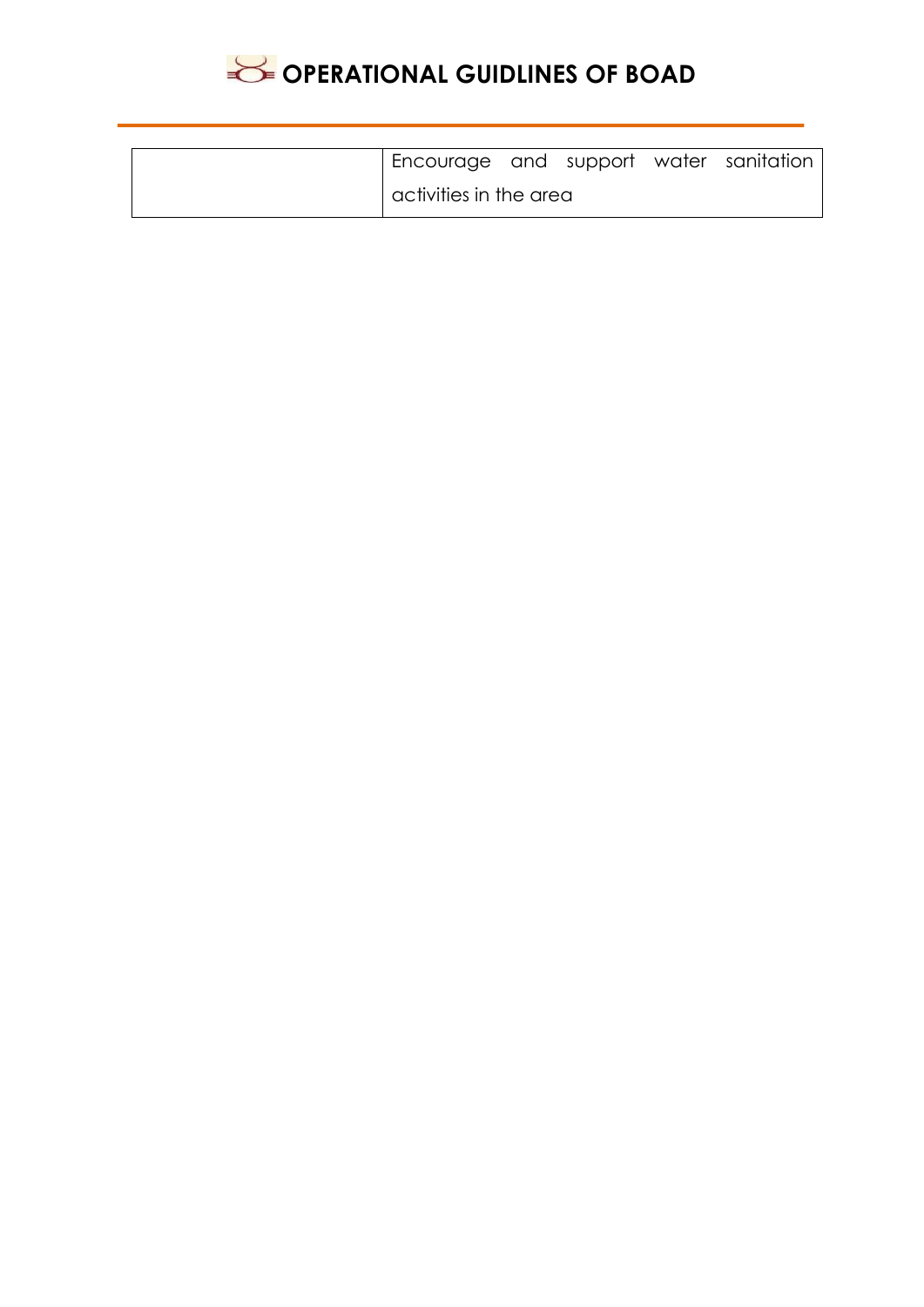| | |
|---|---|
| | Encourage and support water sanitation activities in the area |